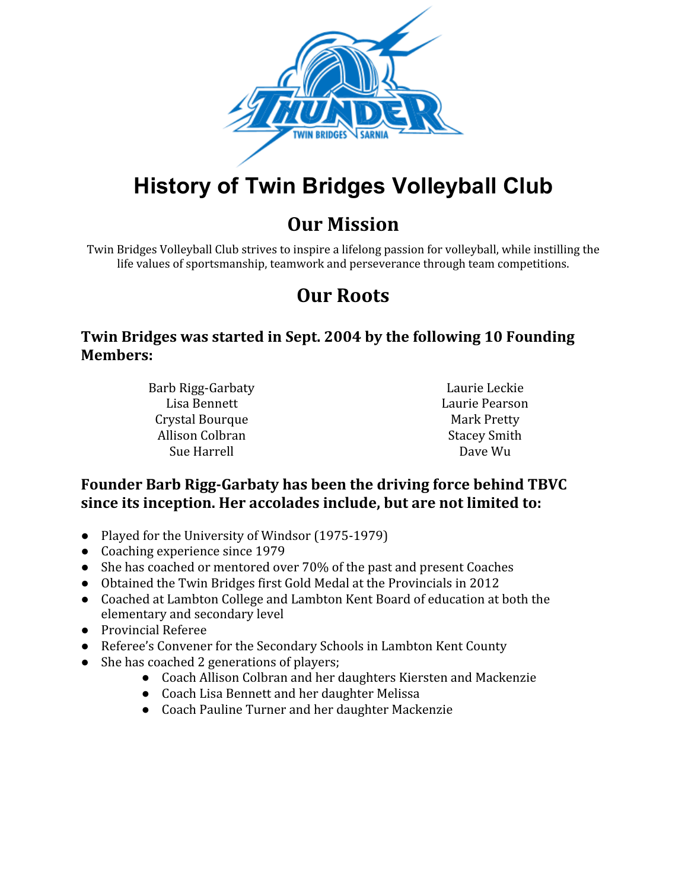# History of Twin Bridges Volleyball Club

## Our Mission

Twin Bridges Volleyball Club strives to inspire a lifelong passion for volleyball, while instilling the life values of sportsmanship, teamwork and perseverance through team competitions.

## Our Roots

### Twin Bridges was started in Sept. 2004 by the following 10 Founding Members:

Barb Rigg-Garbaty
Lisa Bennett
Crystal Bourque
Allison Colbran
Sue Harrell
Laurie Leckie
Laurie Pearson
Mark Pretty
Stacey Smith
Dave Wu

### Founder Barb Rigg-Garbaty has been the driving force behind TBVC since its inception. Her accolades include, but are not limited to:

- Played for the University of Windsor (1975-1979)
- Coaching experience since 1979
- She has coached or mentored over 70% of the past and present Coaches
- Obtained the Twin Bridges first Gold Medal at the Provincials in 2012
- Coached at Lambton College and Lambton Kent Board of education at both the elementary and secondary level
- Provincial Referee
- Referee's Convener for the Secondary Schools in Lambton Kent County
- She has coached 2 generations of players;
    - Coach Allison Colbran and her daughters Kiersten and Mackenzie
    - Coach Lisa Bennett and her daughter Melissa
    - Coach Pauline Turner and her daughter Mackenzie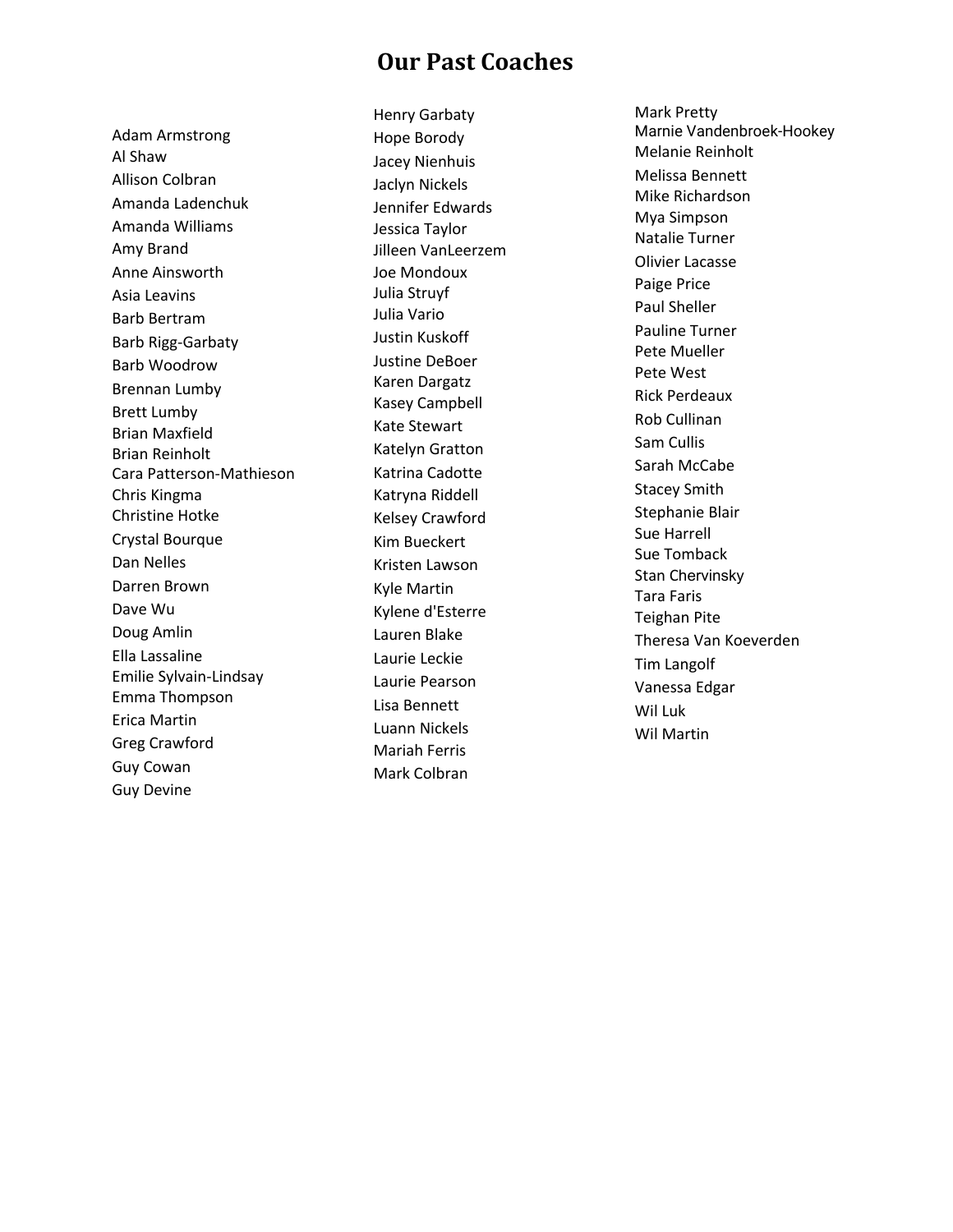# Our Past Coaches

Adam Armstrong
Al Shaw
Allison Colbran
Amanda Ladenchuk
Amanda Williams
Amy Brand
Anne Ainsworth
Asia Leavins
Barb Bertram
Barb Rigg-Garbaty
Barb Woodrow
Brennan Lumby
Brett Lumby
Brian Maxfield
Brian Reinholt
Cara Patterson-Mathieson
Chris Kingma
Christine Hotke
Crystal Bourque
Dan Nelles
Darren Brown
Dave Wu
Doug Amlin
Ella Lassaline
Emilie Sylvain-Lindsay
Emma Thompson
Erica Martin
Greg Crawford
Guy Cowan
Guy Devine

Henry Garbaty
Hope Borody
Jacey Nienhuis
Jaclyn Nickels
Jennifer Edwards
Jessica Taylor
Jilleen VanLeerzem
Joe Mondoux
Julia Struyf
Julia Vario
Justin Kuskoff
Justine DeBoer
Karen Dargatz
Kasey Campbell
Kate Stewart
Katelyn Gratton
Katrina Cadotte
Katryna Riddell
Kelsey Crawford
Kim Bueckert
Kristen Lawson
Kyle Martin
Kylene d'Esterre
Lauren Blake
Laurie Leckie
Laurie Pearson
Lisa Bennett
Luann Nickels
Mariah Ferris
Mark Colbran

Mark Pretty
Marnie Vandenbroek-Hookey
Melanie Reinholt
Melissa Bennett
Mike Richardson
Mya Simpson
Natalie Turner
Olivier Lacasse
Paige Price
Paul Sheller
Pauline Turner
Pete Mueller
Pete West
Rick Perdeaux
Rob Cullinan
Sam Cullis
Sarah McCabe
Stacey Smith
Stephanie Blair
Sue Harrell
Sue Tomback
Stan Chervinsky
Tara Faris
Teighan Pite
Theresa Van Koeverden
Tim Langolf
Vanessa Edgar
Wil Luk
Wil Martin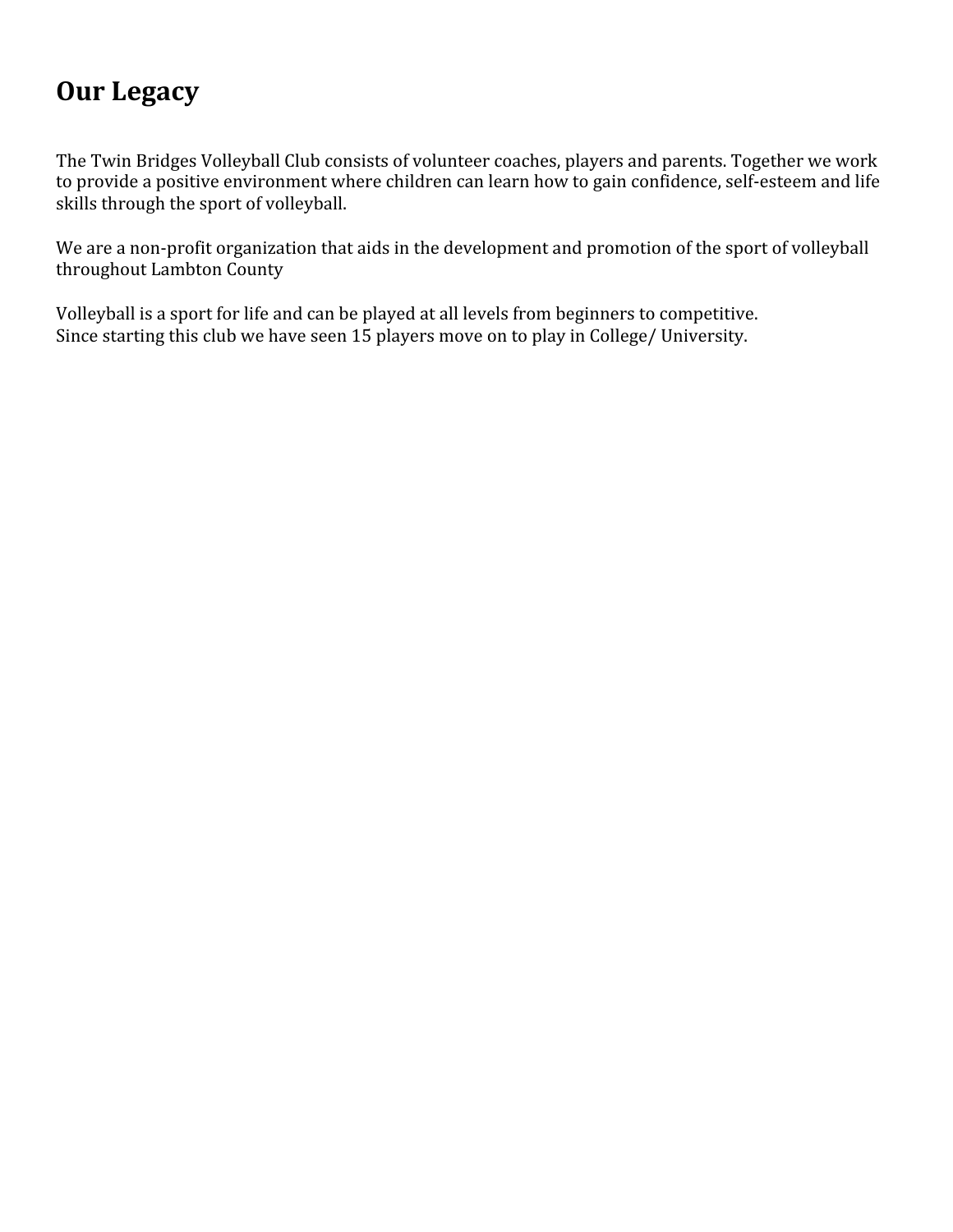# Our Legacy

The Twin Bridges Volleyball Club consists of volunteer coaches, players and parents. Together we work to provide a positive environment where children can learn how to gain confidence, self-esteem and life skills through the sport of volleyball.

We are a non-profit organization that aids in the development and promotion of the sport of volleyball throughout Lambton County

Volleyball is a sport for life and can be played at all levels from beginners to competitive.
Since starting this club we have seen 15 players move on to play in College/ University.